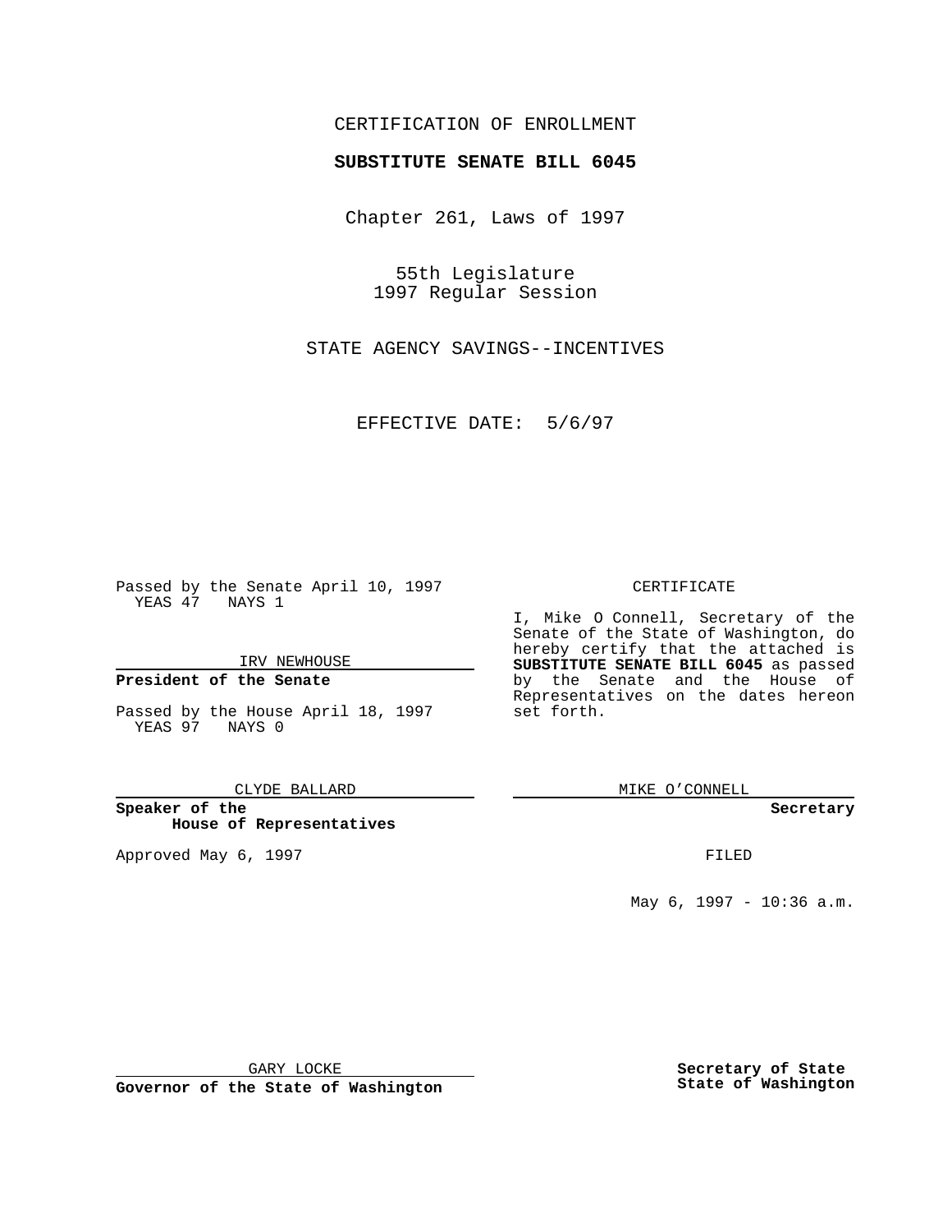CERTIFICATION OF ENROLLMENT

**SUBSTITUTE SENATE BILL 6045**

Chapter 261, Laws of 1997

55th Legislature
1997 Regular Session

STATE AGENCY SAVINGS--INCENTIVES

EFFECTIVE DATE: 5/6/97

Passed by the Senate April 10, 1997
YEAS 47 NAYS 1

IRV NEWHOUSE

**President of the Senate**

Passed by the House April 18, 1997
YEAS 97 NAYS 0

CLYDE BALLARD

**Speaker of the House of Representatives**

Approved May 6, 1997

GARY LOCKE

**Governor of the State of Washington**

CERTIFICATE

I, Mike O Connell, Secretary of the Senate of the State of Washington, do hereby certify that the attached is **SUBSTITUTE SENATE BILL 6045** as passed by the Senate and the House of Representatives on the dates hereon set forth.

MIKE O'CONNELL

**Secretary**

FILED

May 6, 1997 - 10:36 a.m.

**Secretary of State State of Washington**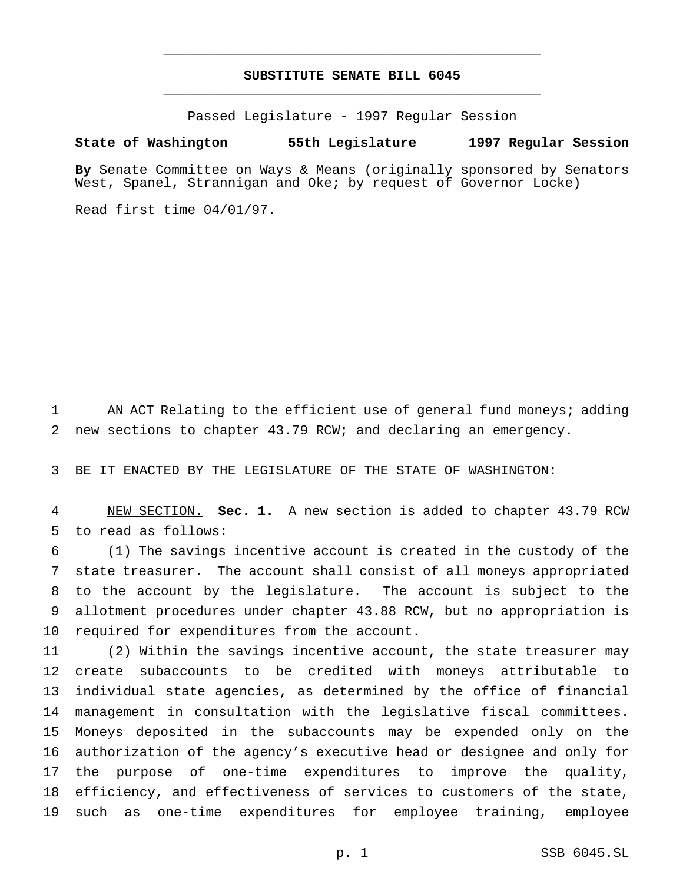# SUBSTITUTE SENATE BILL 6045

Passed Legislature - 1997 Regular Session

**State of Washington 55th Legislature 1997 Regular Session**

**By** Senate Committee on Ways & Means (originally sponsored by Senators West, Spanel, Strannigan and Oke; by request of Governor Locke)

Read first time 04/01/97.

AN ACT Relating to the efficient use of general fund moneys; adding new sections to chapter 43.79 RCW; and declaring an emergency.

BE IT ENACTED BY THE LEGISLATURE OF THE STATE OF WASHINGTON:

NEW SECTION. **Sec. 1.** A new section is added to chapter 43.79 RCW to read as follows:

(1) The savings incentive account is created in the custody of the state treasurer. The account shall consist of all moneys appropriated to the account by the legislature. The account is subject to the allotment procedures under chapter 43.88 RCW, but no appropriation is required for expenditures from the account.

(2) Within the savings incentive account, the state treasurer may create subaccounts to be credited with moneys attributable to individual state agencies, as determined by the office of financial management in consultation with the legislative fiscal committees. Moneys deposited in the subaccounts may be expended only on the authorization of the agency's executive head or designee and only for the purpose of one-time expenditures to improve the quality, efficiency, and effectiveness of services to customers of the state, such as one-time expenditures for employee training, employee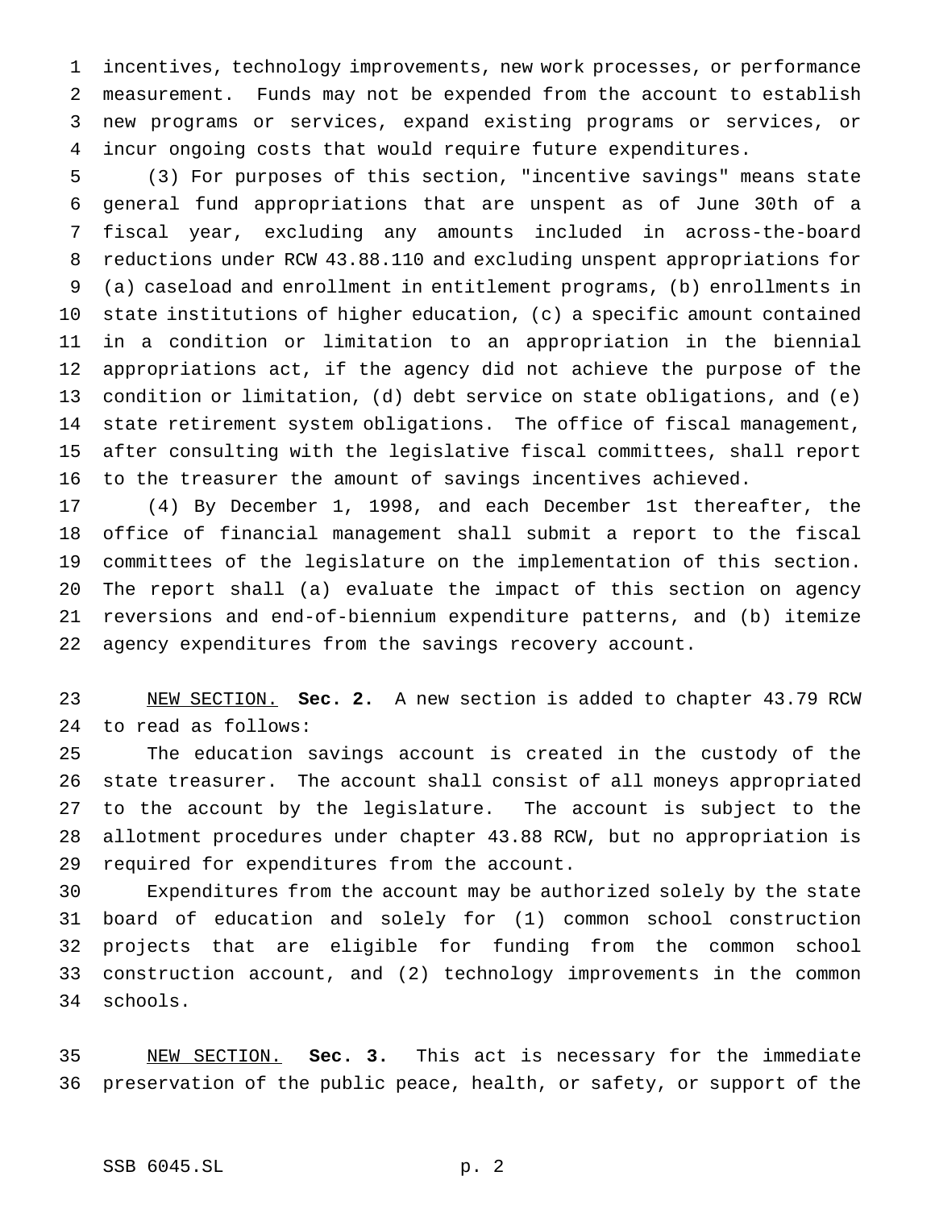incentives, technology improvements, new work processes, or performance measurement. Funds may not be expended from the account to establish new programs or services, expand existing programs or services, or incur ongoing costs that would require future expenditures.

(3) For purposes of this section, "incentive savings" means state general fund appropriations that are unspent as of June 30th of a fiscal year, excluding any amounts included in across-the-board reductions under RCW 43.88.110 and excluding unspent appropriations for (a) caseload and enrollment in entitlement programs, (b) enrollments in state institutions of higher education, (c) a specific amount contained in a condition or limitation to an appropriation in the biennial appropriations act, if the agency did not achieve the purpose of the condition or limitation, (d) debt service on state obligations, and (e) state retirement system obligations. The office of fiscal management, after consulting with the legislative fiscal committees, shall report to the treasurer the amount of savings incentives achieved.

(4) By December 1, 1998, and each December 1st thereafter, the office of financial management shall submit a report to the fiscal committees of the legislature on the implementation of this section. The report shall (a) evaluate the impact of this section on agency reversions and end-of-biennium expenditure patterns, and (b) itemize agency expenditures from the savings recovery account.

NEW SECTION. **Sec. 2.** A new section is added to chapter 43.79 RCW to read as follows:

The education savings account is created in the custody of the state treasurer. The account shall consist of all moneys appropriated to the account by the legislature. The account is subject to the allotment procedures under chapter 43.88 RCW, but no appropriation is required for expenditures from the account.

Expenditures from the account may be authorized solely by the state board of education and solely for (1) common school construction projects that are eligible for funding from the common school construction account, and (2) technology improvements in the common schools.

NEW SECTION. **Sec. 3.** This act is necessary for the immediate preservation of the public peace, health, or safety, or support of the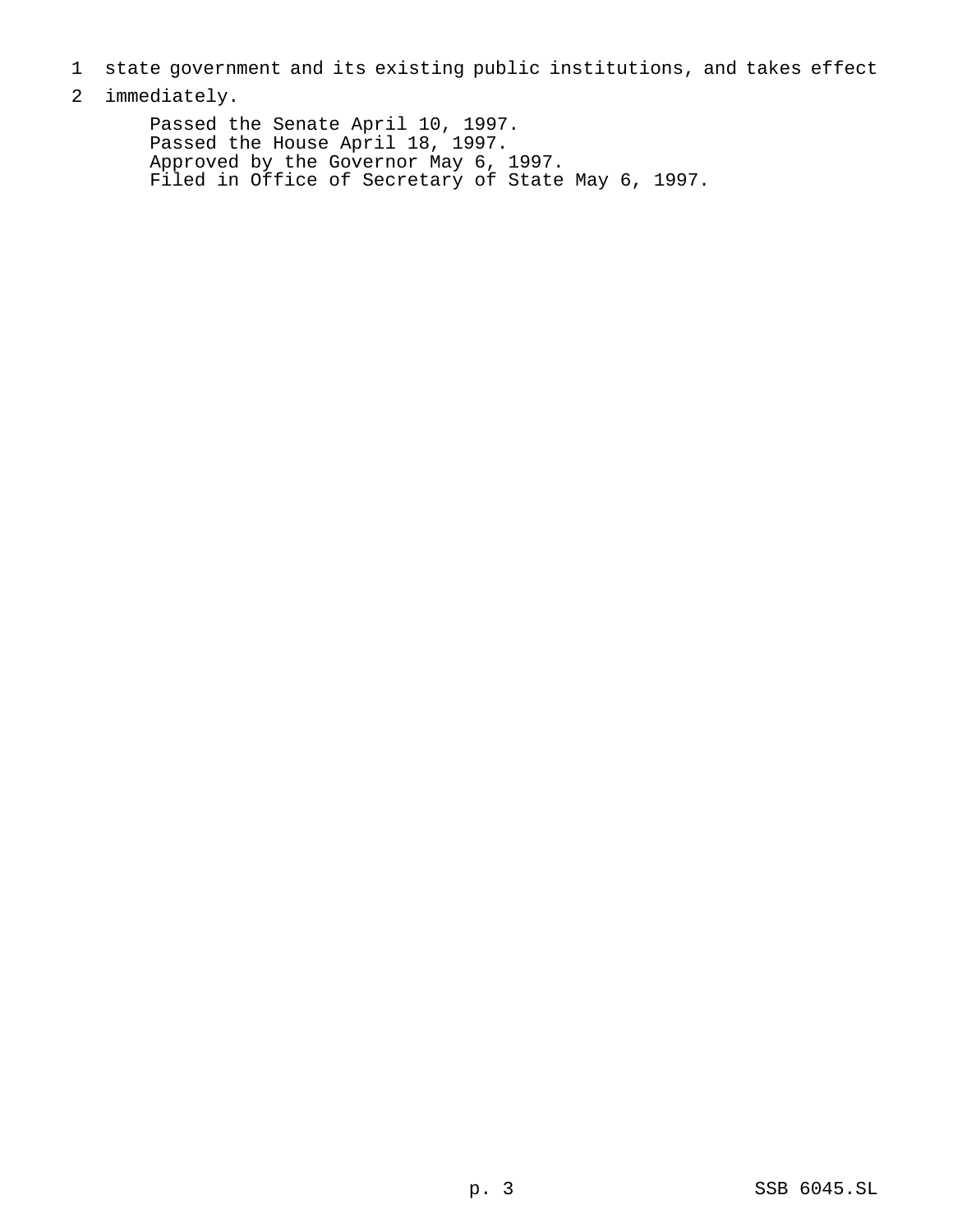state government and its existing public institutions, and takes effect immediately.

Passed the Senate April 10, 1997.
Passed the House April 18, 1997.
Approved by the Governor May 6, 1997.
Filed in Office of Secretary of State May 6, 1997.